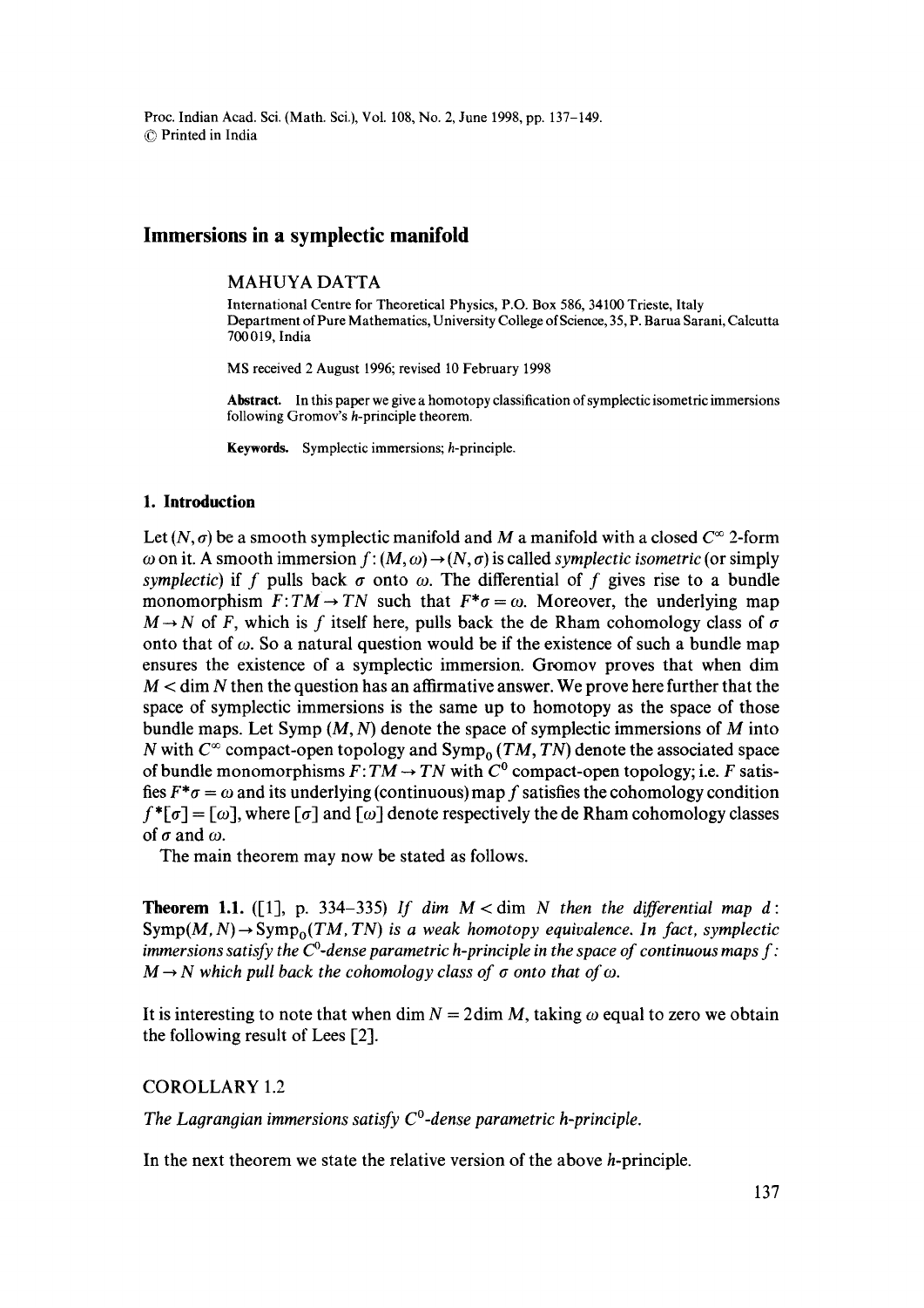# Immersions in a symplectic manifold

MAHUYA DATTA

International Centre for Theoretical Physics, P.O. Box 586, 34100 Trieste, Italy
Department of Pure Mathematics, University College of Science, 35, P. Barua Sarani, Calcutta 700 019, India

MS received 2 August 1996; revised 10 February 1998

**Abstract.** In this paper we give a homotopy classification of symplectic isometric immersions following Gromov's $h$-principle theorem.

**Keywords.** Symplectic immersions; $h$-principle.

## 1. Introduction

Let $(N, \sigma)$ be a smooth symplectic manifold and $M$ a manifold with a closed $C^\infty$ 2-form $\omega$ on it. A smooth immersion $f: (M, \omega) \to (N, \sigma)$ is called *symplectic isometric* (or simply *symplectic*) if $f$ pulls back $\sigma$ onto $\omega$. The differential of $f$ gives rise to a bundle monomorphism $F: TM \to TN$ such that $F^*\sigma = \omega$. Moreover, the underlying map $M \to N$ of $F$, which is $f$ itself here, pulls back the de Rham cohomology class of $\sigma$ onto that of $\omega$. So a natural question would be if the existence of such a bundle map ensures the existence of a symplectic immersion. Gromov proves that when $\dim M < \dim N$ then the question has an affirmative answer. We prove here further that the space of symplectic immersions is the same up to homotopy as the space of those bundle maps. Let Symp $(M, N)$ denote the space of symplectic immersions of $M$ into $N$ with $C^\infty$ compact-open topology and $\mathrm{Symp}_0(TM, TN)$ denote the associated space of bundle monomorphisms $F: TM \to TN$ with $C^0$ compact-open topology; i.e. $F$ satisfies $F^*\sigma = \omega$ and its underlying (continuous) map $f$ satisfies the cohomology condition $f^*[\sigma] = [\omega]$, where $[\sigma]$ and $[\omega]$ denote respectively the de Rham cohomology classes of $\sigma$ and $\omega$.

The main theorem may now be stated as follows.

**Theorem 1.1.** ([1], p. 334–335) *If $\dim M < \dim N$ then the differential map $d$: $\mathrm{Symp}(M, N) \to \mathrm{Symp}_0(TM, TN)$ is a weak homotopy equivalence. In fact, symplectic immersions satisfy the $C^0$-dense parametric $h$-principle in the space of continuous maps $f$: $M \to N$ which pull back the cohomology class of $\sigma$ onto that of $\omega$.*

It is interesting to note that when $\dim N = 2\dim M$, taking $\omega$ equal to zero we obtain the following result of Lees [2].

COROLLARY 1.2

*The Lagrangian immersions satisfy $C^0$-dense parametric $h$-principle.*

In the next theorem we state the relative version of the above $h$-principle.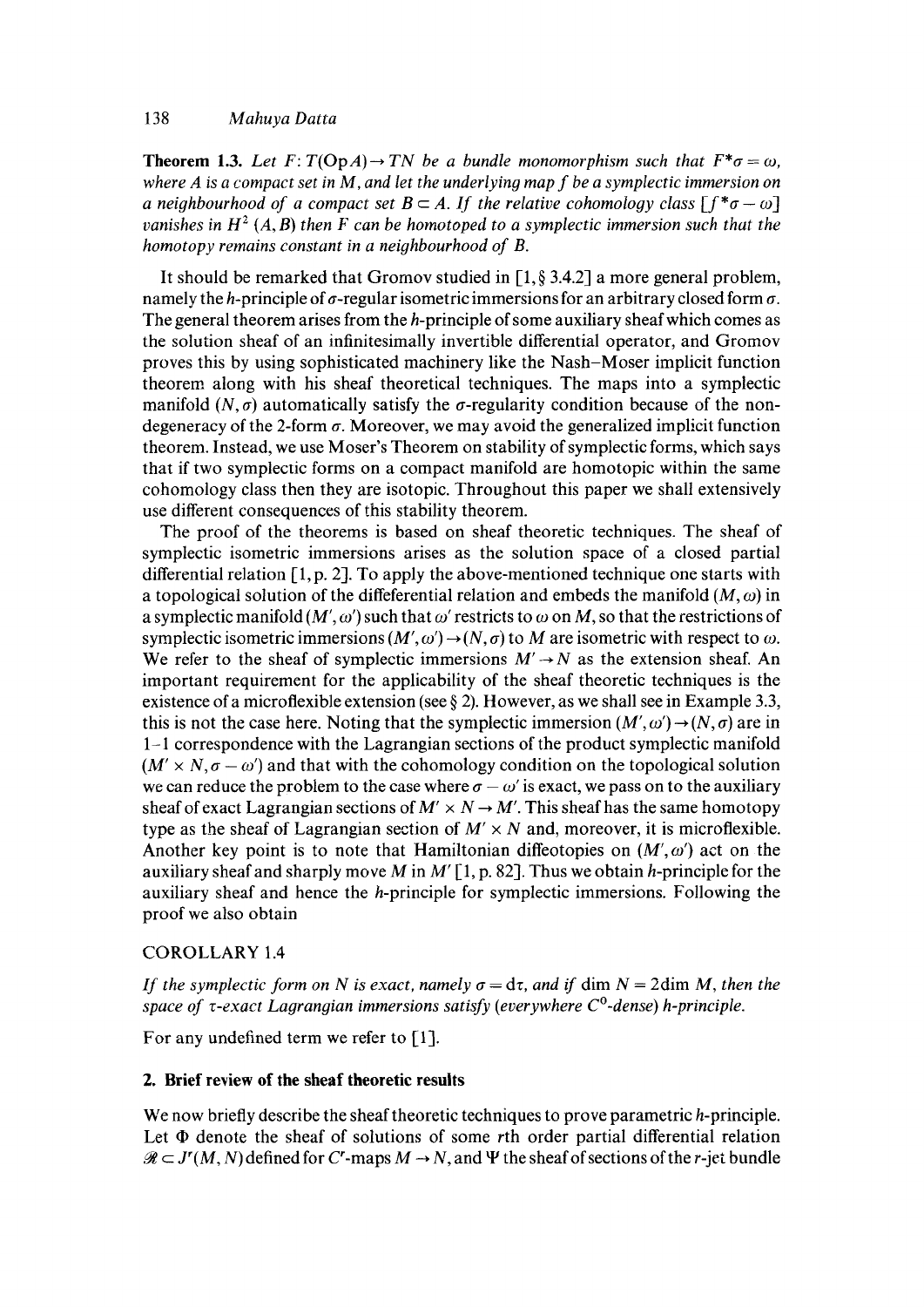**Theorem 1.3.** *Let $F: T(\mathrm{Op} A) \to TN$ be a bundle monomorphism such that $F^*\sigma = \omega$, where $A$ is a compact set in $M$, and let the underlying map $f$ be a symplectic immersion on a neighbourhood of a compact set $B \subset A$. If the relative cohomology class $[f^*\sigma - \omega]$ vanishes in $H^2(A, B)$ then $F$ can be homotoped to a symplectic immersion such that the homotopy remains constant in a neighbourhood of $B$.*

It should be remarked that Gromov studied in [1, § 3.4.2] a more general problem, namely the $h$-principle of $\sigma$-regular isometric immersions for an arbitrary closed form $\sigma$. The general theorem arises from the $h$-principle of some auxiliary sheaf which comes as the solution sheaf of an infinitesimally invertible differential operator, and Gromov proves this by using sophisticated machinery like the Nash–Moser implicit function theorem along with his sheaf theoretical techniques. The maps into a symplectic manifold $(N, \sigma)$ automatically satisfy the $\sigma$-regularity condition because of the non-degeneracy of the 2-form $\sigma$. Moreover, we may avoid the generalized implicit function theorem. Instead, we use Moser's Theorem on stability of symplectic forms, which says that if two symplectic forms on a compact manifold are homotopic within the same cohomology class then they are isotopic. Throughout this paper we shall extensively use different consequences of this stability theorem.

The proof of the theorems is based on sheaf theoretic techniques. The sheaf of symplectic isometric immersions arises as the solution space of a closed partial differential relation [1, p. 2]. To apply the above-mentioned technique one starts with a topological solution of the differeential relation and embeds the manifold $(M, \omega)$ in a symplectic manifold $(M', \omega')$ such that $\omega'$ restricts to $\omega$ on $M$, so that the restrictions of symplectic isometric immersions $(M', \omega') \to (N, \sigma)$ to $M$ are isometric with respect to $\omega$. We refer to the sheaf of symplectic immersions $M' \to N$ as the extension sheaf. An important requirement for the applicability of the sheaf theoretic techniques is the existence of a microflexible extension (see § 2). However, as we shall see in Example 3.3, this is not the case here. Noting that the symplectic immersion $(M', \omega') \to (N, \sigma)$ are in 1–1 correspondence with the Lagrangian sections of the product symplectic manifold $(M' \times N, \sigma - \omega')$ and that with the cohomology condition on the topological solution we can reduce the problem to the case where $\sigma - \omega'$ is exact, we pass on to the auxiliary sheaf of exact Lagrangian sections of $M' \times N \to M'$. This sheaf has the same homotopy type as the sheaf of Lagrangian section of $M' \times N$ and, moreover, it is microflexible. Another key point is to note that Hamiltonian diffeotopies on $(M', \omega')$ act on the auxiliary sheaf and sharply move $M$ in $M'$ [1, p. 82]. Thus we obtain $h$-principle for the auxiliary sheaf and hence the $h$-principle for symplectic immersions. Following the proof we also obtain

COROLLARY 1.4

*If the symplectic form on $N$ is exact, namely $\sigma = d\tau$, and if $\dim N = 2 \dim M$, then the space of $\tau$-exact Lagrangian immersions satisfy (everywhere $C^0$-dense) $h$-principle.*

For any undefined term we refer to [1].

## 2. Brief review of the sheaf theoretic results

We now briefly describe the sheaf theoretic techniques to prove parametric $h$-principle. Let $\Phi$ denote the sheaf of solutions of some $r$th order partial differential relation $\mathscr{R} \subset J^r(M, N)$ defined for $C^r$-maps $M \to N$, and $\Psi$ the sheaf of sections of the $r$-jet bundle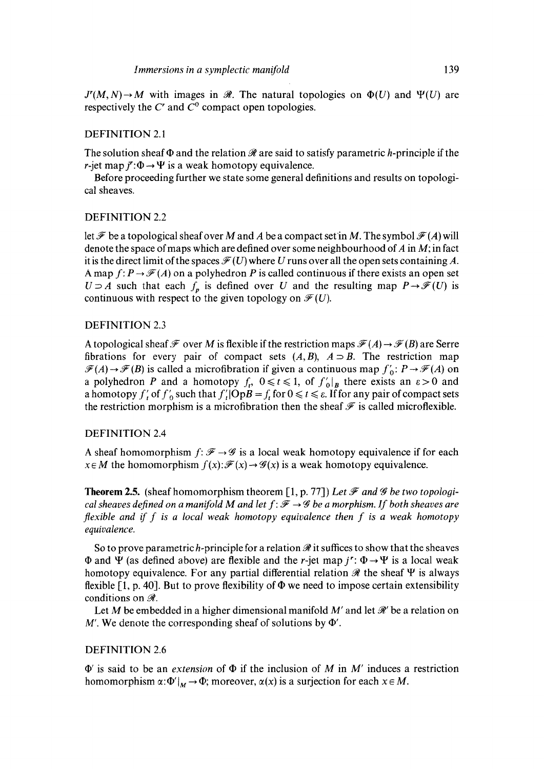$J^r(M,N)\to M$ with images in $\mathscr{R}$. The natural topologies on $\Phi(U)$ and $\Psi(U)$ are respectively the $C^r$ and $C^0$ compact open topologies.

DEFINITION 2.1

The solution sheaf $\Phi$ and the relation $\mathscr{R}$ are said to satisfy parametric $h$-principle if the $r$-jet map $j^r:\Phi\to\Psi$ is a weak homotopy equivalence.

Before proceeding further we state some general definitions and results on topological sheaves.

DEFINITION 2.2

let $\mathscr{F}$ be a topological sheaf over $M$ and $A$ be a compact set in $M$. The symbol $\mathscr{F}(A)$ will denote the space of maps which are defined over some neighbourhood of $A$ in $M$; in fact it is the direct limit of the spaces $\mathscr{F}(U)$ where $U$ runs over all the open sets containing $A$. A map $f: P\to\mathscr{F}(A)$ on a polyhedron $P$ is called continuous if there exists an open set $U\supset A$ such that each $f_p$ is defined over $U$ and the resulting map $P\to\mathscr{F}(U)$ is continuous with respect to the given topology on $\mathscr{F}(U)$.

DEFINITION 2.3

A topological sheaf $\mathscr{F}$ over $M$ is flexible if the restriction maps $\mathscr{F}(A)\to\mathscr{F}(B)$ are Serre fibrations for every pair of compact sets $(A,B)$, $A\supset B$. The restriction map $\mathscr{F}(A)\to\mathscr{F}(B)$ is called a microfibration if given a continuous map $f'_0: P\to\mathscr{F}(A)$ on a polyhedron $P$ and a homotopy $f_t$, $0\leqslant t\leqslant 1$, of $f'_0|_B$ there exists an $\varepsilon>0$ and a homotopy $f'_t$ of $f'_0$ such that $f'_t|\mathrm{Op}B=f_t$ for $0\leqslant t\leqslant\varepsilon$. If for any pair of compact sets the restriction morphism is a microfibration then the sheaf $\mathscr{F}$ is called microflexible.

DEFINITION 2.4

A sheaf homomorphism $f:\mathscr{F}\to\mathscr{G}$ is a local weak homotopy equivalence if for each $x\in M$ the homomorphism $f(x):\mathscr{F}(x)\to\mathscr{G}(x)$ is a weak homotopy equivalence.

**Theorem 2.5.** (sheaf homomorphism theorem [1, p. 77]) *Let $\mathscr{F}$ and $\mathscr{G}$ be two topological sheaves defined on a manifold $M$ and let $f:\mathscr{F}\to\mathscr{G}$ be a morphism. If both sheaves are flexible and if $f$ is a local weak homotopy equivalence then $f$ is a weak homotopy equivalence.*

So to prove parametric $h$-principle for a relation $\mathscr{R}$ it suffices to show that the sheaves $\Phi$ and $\Psi$ (as defined above) are flexible and the $r$-jet map $j^r:\Phi\to\Psi$ is a local weak homotopy equivalence. For any partial differential relation $\mathscr{R}$ the sheaf $\Psi$ is always flexible [1, p. 40]. But to prove flexibility of $\Phi$ we need to impose certain extensibility conditions on $\mathscr{R}$.

Let $M$ be embedded in a higher dimensional manifold $M'$ and let $\mathscr{R}'$ be a relation on $M'$. We denote the corresponding sheaf of solutions by $\Phi'$.

DEFINITION 2.6

$\Phi'$ is said to be an *extension* of $\Phi$ if the inclusion of $M$ in $M'$ induces a restriction homomorphism $\alpha:\Phi'|_M\to\Phi$; moreover, $\alpha(x)$ is a surjection for each $x\in M$.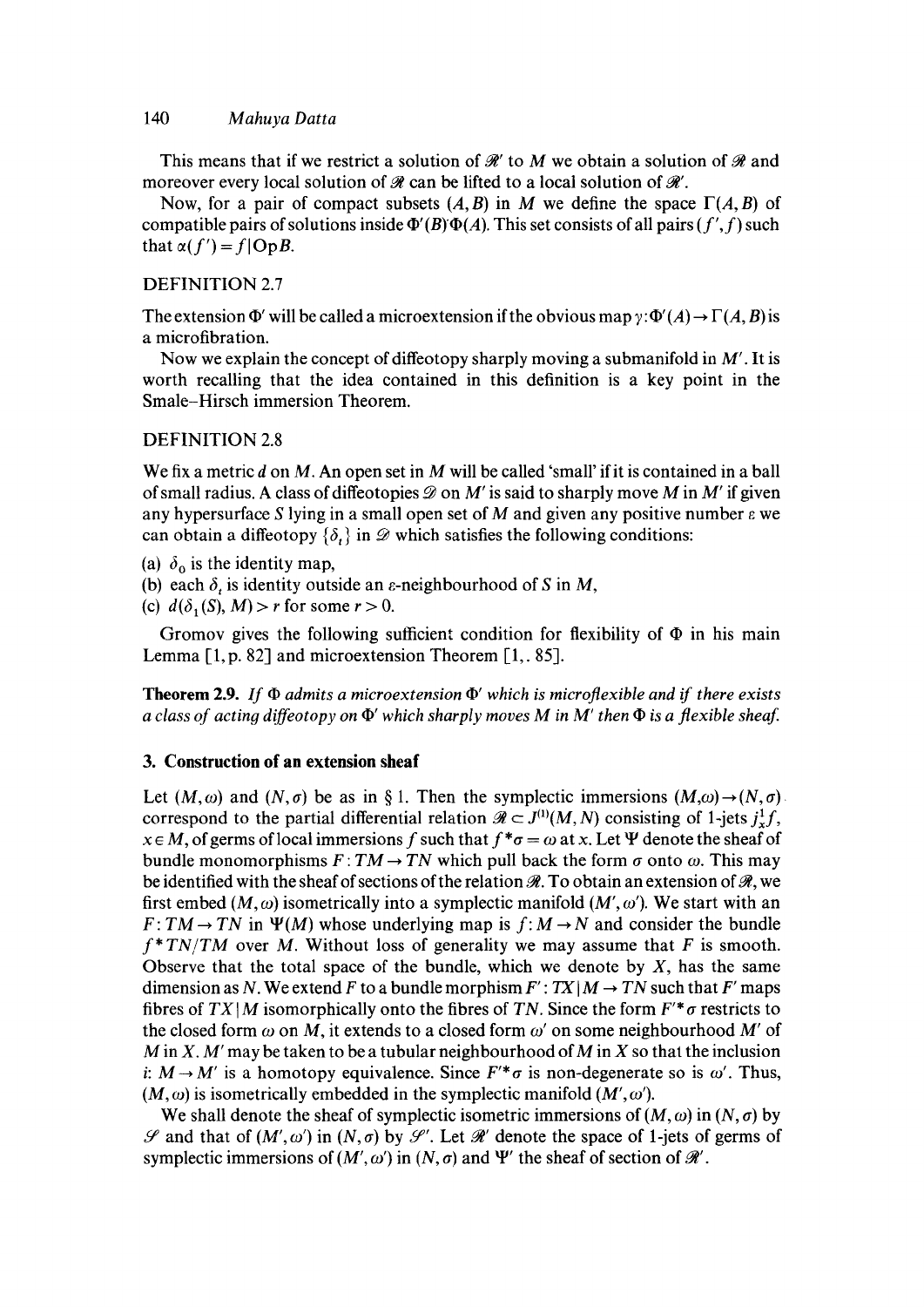This means that if we restrict a solution of $\mathscr{R}'$ to $M$ we obtain a solution of $\mathscr{R}$ and moreover every local solution of $\mathscr{R}$ can be lifted to a local solution of $\mathscr{R}'$.

Now, for a pair of compact subsets $(A, B)$ in $M$ we define the space $\Gamma(A, B)$ of compatible pairs of solutions inside $\Phi'(B)\Phi(A)$. This set consists of all pairs $(f', f)$ such that $\alpha(f') = f|\mathrm{Op}B$.

### DEFINITION 2.7

The extension $\Phi'$ will be called a microextension if the obvious map $\gamma: \Phi'(A) \to \Gamma(A, B)$ is a microfibration.

Now we explain the concept of diffeotopy sharply moving a submanifold in $M'$. It is worth recalling that the idea contained in this definition is a key point in the Smale–Hirsch immersion Theorem.

### DEFINITION 2.8

We fix a metric $d$ on $M$. An open set in $M$ will be called 'small' if it is contained in a ball of small radius. A class of diffeotopies $\mathscr{D}$ on $M'$ is said to sharply move $M$ in $M'$ if given any hypersurface $S$ lying in a small open set of $M$ and given any positive number $\varepsilon$ we can obtain a diffeotopy $\{\delta_t\}$ in $\mathscr{D}$ which satisfies the following conditions:

(a) $\delta_0$ is the identity map,
(b) each $\delta_t$ is identity outside an $\varepsilon$-neighbourhood of $S$ in $M$,
(c) $d(\delta_1(S), M) > r$ for some $r > 0$.

Gromov gives the following sufficient condition for flexibility of $\Phi$ in his main Lemma [1, p. 82] and microextension Theorem [1,. 85].

**Theorem 2.9.** *If $\Phi$ admits a microextension $\Phi'$ which is microflexible and if there exists a class of acting diffeotopy on $\Phi'$ which sharply moves $M$ in $M'$ then $\Phi$ is a flexible sheaf.*

## 3. Construction of an extension sheaf

Let $(M, \omega)$ and $(N, \sigma)$ be as in § 1. Then the symplectic immersions $(M, \omega) \to (N, \sigma)$ correspond to the partial differential relation $\mathscr{R} \subset J^{(1)}(M, N)$ consisting of 1-jets $j^1_x f$, $x \in M$, of germs of local immersions $f$ such that $f^*\sigma = \omega$ at $x$. Let $\Psi$ denote the sheaf of bundle monomorphisms $F: TM \to TN$ which pull back the form $\sigma$ onto $\omega$. This may be identified with the sheaf of sections of the relation $\mathscr{R}$. To obtain an extension of $\mathscr{R}$, we first embed $(M, \omega)$ isometrically into a symplectic manifold $(M', \omega')$. We start with an $F: TM \to TN$ in $\Psi(M)$ whose underlying map is $f: M \to N$ and consider the bundle $f^*TN/TM$ over $M$. Without loss of generality we may assume that $F$ is smooth. Observe that the total space of the bundle, which we denote by $X$, has the same dimension as $N$. We extend $F$ to a bundle morphism $F': TX|M \to TN$ such that $F'$ maps fibres of $TX|M$ isomorphically onto the fibres of $TN$. Since the form $F'^*\sigma$ restricts to the closed form $\omega$ on $M$, it extends to a closed form $\omega'$ on some neighbourhood $M'$ of $M$ in $X$. $M'$ may be taken to be a tubular neighbourhood of $M$ in $X$ so that the inclusion $i: M \to M'$ is a homotopy equivalence. Since $F'^*\sigma$ is non-degenerate so is $\omega'$. Thus, $(M, \omega)$ is isometrically embedded in the symplectic manifold $(M', \omega')$.

We shall denote the sheaf of symplectic isometric immersions of $(M, \omega)$ in $(N, \sigma)$ by $\mathscr{S}$ and that of $(M', \omega')$ in $(N, \sigma)$ by $\mathscr{S}'$. Let $\mathscr{R}'$ denote the space of 1-jets of germs of symplectic immersions of $(M', \omega')$ in $(N, \sigma)$ and $\Psi'$ the sheaf of section of $\mathscr{R}'$.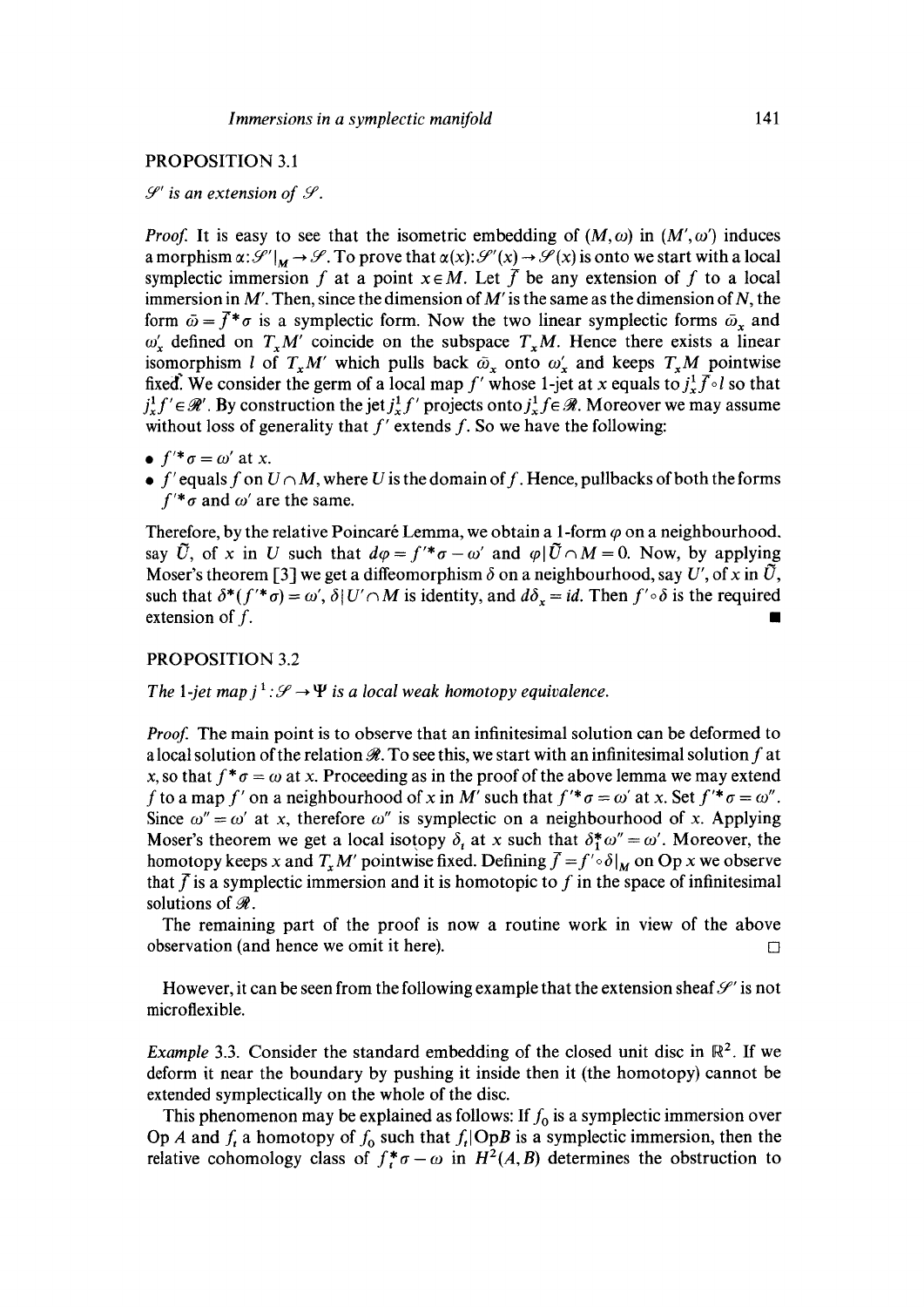PROPOSITION 3.1

*$\mathcal{S}'$ is an extension of $\mathcal{S}$.*

*Proof.* It is easy to see that the isometric embedding of $(M, \omega)$ in $(M', \omega')$ induces a morphism $\alpha: \mathcal{S}'|_M \to \mathcal{S}$. To prove that $\alpha(x): \mathcal{S}'(x) \to \mathcal{S}(x)$ is onto we start with a local symplectic immersion $f$ at a point $x \in M$. Let $\bar{f}$ be any extension of $f$ to a local immersion in $M'$. Then, since the dimension of $M'$ is the same as the dimension of $N$, the form $\bar{\omega} = \bar{f}^* \sigma$ is a symplectic form. Now the two linear symplectic forms $\bar{\omega}_x$ and $\omega'_x$ defined on $T_x M'$ coincide on the subspace $T_x M$. Hence there exists a linear isomorphism $l$ of $T_x M'$ which pulls back $\bar{\omega}_x$ onto $\omega'_x$ and keeps $T_x M$ pointwise fixed. We consider the germ of a local map $f'$ whose 1-jet at $x$ equals to $j^1_x \bar{f} \circ l$ so that $j^1_x f' \in \mathcal{R}'$. By construction the jet $j^1_x f'$ projects onto $j^1_x f \in \mathcal{R}$. Moreover we may assume without loss of generality that $f'$ extends $f$. So we have the following:

- $f'^* \sigma = \omega'$ at $x$.
- $f'$ equals $f$ on $U \cap M$, where $U$ is the domain of $f$. Hence, pullbacks of both the forms $f'^* \sigma$ and $\omega'$ are the same.

Therefore, by the relative Poincaré Lemma, we obtain a 1-form $\varphi$ on a neighbourhood, say $\tilde{U}$, of $x$ in $U$ such that $d\varphi = f'^* \sigma - \omega'$ and $\varphi | \tilde{U} \cap M = 0$. Now, by applying Moser's theorem [3] we get a diffeomorphism $\delta$ on a neighbourhood, say $U'$, of $x$ in $\tilde{U}$, such that $\delta^*(f'^* \sigma) = \omega'$, $\delta | U' \cap M$ is identity, and $d\delta_x = id$. Then $f' \circ \delta$ is the required extension of $f$. ■

PROPOSITION 3.2

*The 1-jet map $j^1: \mathcal{S} \to \Psi$ is a local weak homotopy equivalence.*

*Proof.* The main point is to observe that an infinitesimal solution can be deformed to a local solution of the relation $\mathcal{R}$. To see this, we start with an infinitesimal solution $f$ at $x$, so that $f^* \sigma = \omega$ at $x$. Proceeding as in the proof of the above lemma we may extend $f$ to a map $f'$ on a neighbourhood of $x$ in $M'$ such that $f'^* \sigma = \omega'$ at $x$. Set $f'^* \sigma = \omega''$. Since $\omega'' = \omega'$ at $x$, therefore $\omega''$ is symplectic on a neighbourhood of $x$. Applying Moser's theorem we get a local isotopy $\delta_t$ at $x$ such that $\delta_1^* \omega'' = \omega'$. Moreover, the homotopy keeps $x$ and $T_x M'$ pointwise fixed. Defining $\bar{f} = f' \circ \delta|_M$ on $\mathrm{Op}\, x$ we observe that $\bar{f}$ is a symplectic immersion and it is homotopic to $f$ in the space of infinitesimal solutions of $\mathcal{R}$.

The remaining part of the proof is now a routine work in view of the above observation (and hence we omit it here). □

However, it can be seen from the following example that the extension sheaf $\mathcal{S}'$ is not microflexible.

*Example* 3.3. Consider the standard embedding of the closed unit disc in $\mathbb{R}^2$. If we deform it near the boundary by pushing it inside then it (the homotopy) cannot be extended symplectically on the whole of the disc.

This phenomenon may be explained as follows: If $f_0$ is a symplectic immersion over $\mathrm{Op}\, A$ and $f_t$ a homotopy of $f_0$ such that $f_t | \mathrm{Op} B$ is a symplectic immersion, then the relative cohomology class of $f_t^* \sigma - \omega$ in $H^2(A, B)$ determines the obstruction to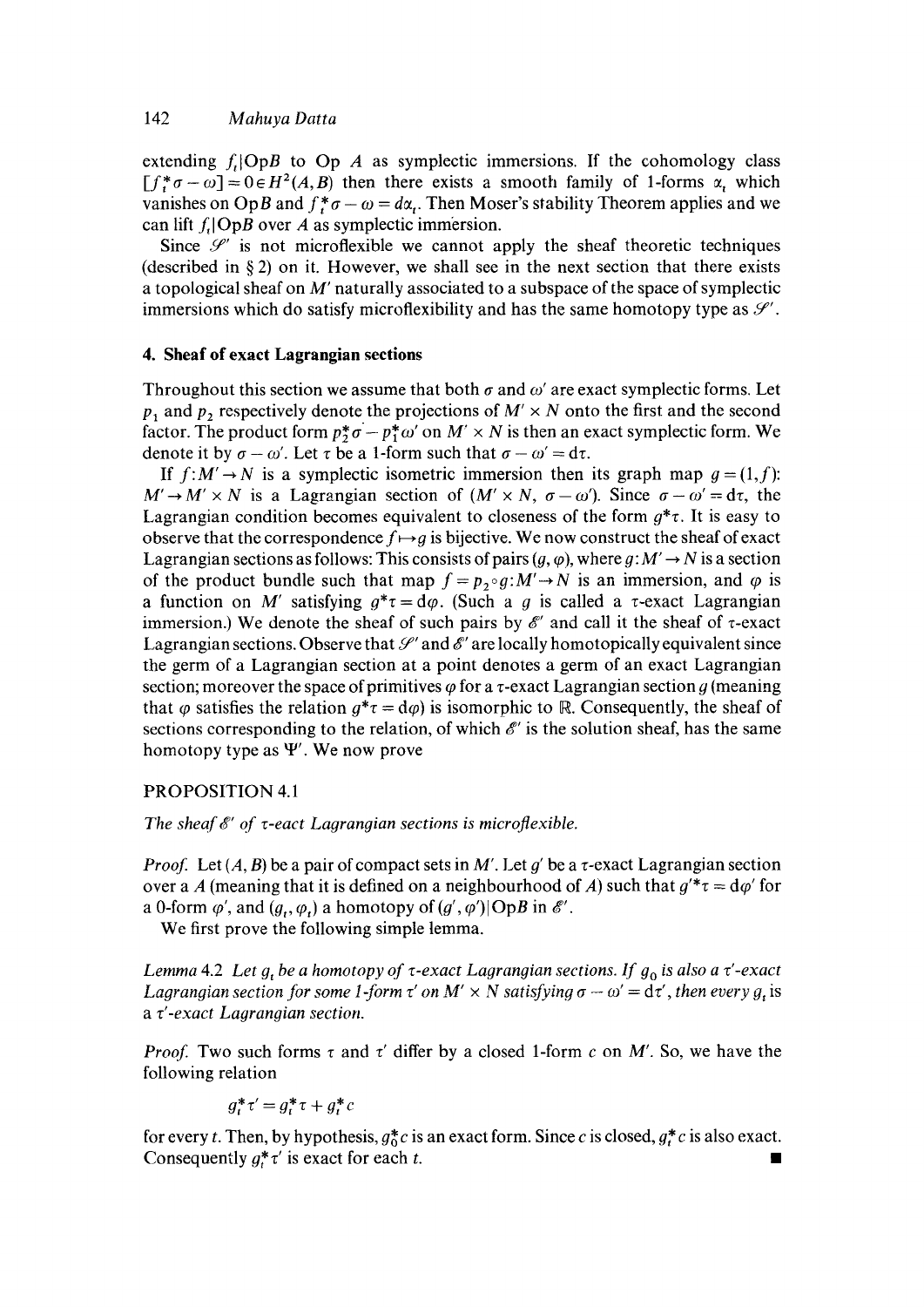extending $f_t|\mathrm{Op}B$ to Op $A$ as symplectic immersions. If the cohomology class $[f_t^*\sigma - \omega] = 0 \in H^2(A, B)$ then there exists a smooth family of 1-forms $\alpha_t$ which vanishes on $\mathrm{Op}B$ and $f_t^*\sigma - \omega = d\alpha_t$. Then Moser's stability Theorem applies and we can lift $f_t|\mathrm{Op}B$ over $A$ as symplectic immersion.

Since $\mathscr{S}'$ is not microflexible we cannot apply the sheaf theoretic techniques (described in § 2) on it. However, we shall see in the next section that there exists a topological sheaf on $M'$ naturally associated to a subspace of the space of symplectic immersions which do satisfy microflexibility and has the same homotopy type as $\mathscr{S}'$.

## 4. Sheaf of exact Lagrangian sections

Throughout this section we assume that both $\sigma$ and $\omega'$ are exact symplectic forms. Let $p_1$ and $p_2$ respectively denote the projections of $M' \times N$ onto the first and the second factor. The product form $p_2^*\sigma - p_1^*\omega'$ on $M' \times N$ is then an exact symplectic form. We denote it by $\sigma - \omega'$. Let $\tau$ be a 1-form such that $\sigma - \omega' = d\tau$.

If $f: M' \to N$ is a symplectic isometric immersion then its graph map $g = (1, f)$: $M' \to M' \times N$ is a Lagrangian section of $(M' \times N, \sigma - \omega')$. Since $\sigma - \omega' = d\tau$, the Lagrangian condition becomes equivalent to closeness of the form $g^*\tau$. It is easy to observe that the correspondence $f \mapsto g$ is bijective. We now construct the sheaf of exact Lagrangian sections as follows: This consists of pairs $(g, \varphi)$, where $g: M' \to N$ is a section of the product bundle such that map $f = p_2 \circ g: M' \to N$ is an immersion, and $\varphi$ is a function on $M'$ satisfying $g^*\tau = d\varphi$. (Such a $g$ is called a $\tau$-exact Lagrangian immersion.) We denote the sheaf of such pairs by $\mathscr{E}'$ and call it the sheaf of $\tau$-exact Lagrangian sections. Observe that $\mathscr{S}'$ and $\mathscr{E}'$ are locally homotopically equivalent since the germ of a Lagrangian section at a point denotes a germ of an exact Lagrangian section; moreover the space of primitives $\varphi$ for a $\tau$-exact Lagrangian section $g$ (meaning that $\varphi$ satisfies the relation $g^*\tau = d\varphi$) is isomorphic to $\mathbb{R}$. Consequently, the sheaf of sections corresponding to the relation, of which $\mathscr{E}'$ is the solution sheaf, has the same homotopy type as $\Psi'$. We now prove

PROPOSITION 4.1

*The sheaf $\mathscr{E}'$ of $\tau$-eact Lagrangian sections is microflexible.*

*Proof.* Let $(A, B)$ be a pair of compact sets in $M'$. Let $g'$ be a $\tau$-exact Lagrangian section over a $A$ (meaning that it is defined on a neighbourhood of $A$) such that $g'^*\tau = d\varphi'$ for a 0-form $\varphi'$, and $(g_t, \varphi_t)$ a homotopy of $(g', \varphi')|\mathrm{Op}B$ in $\mathscr{E}'$.

We first prove the following simple lemma.

*Lemma* 4.2 *Let $g_t$ be a homotopy of $\tau$-exact Lagrangian sections. If $g_0$ is also a $\tau'$-exact Lagrangian section for some 1-form $\tau'$ on $M' \times N$ satisfying $\sigma - \omega' = d\tau'$, then every $g_t$ is a $\tau'$-exact Lagrangian section.*

*Proof.* Two such forms $\tau$ and $\tau'$ differ by a closed 1-form $c$ on $M'$. So, we have the following relation

$$g_t^*\tau' = g_t^*\tau + g_t^*c$$

for every $t$. Then, by hypothesis, $g_0^*c$ is an exact form. Since $c$ is closed, $g_t^*c$ is also exact. Consequently $g_t^*\tau'$ is exact for each $t$. ∎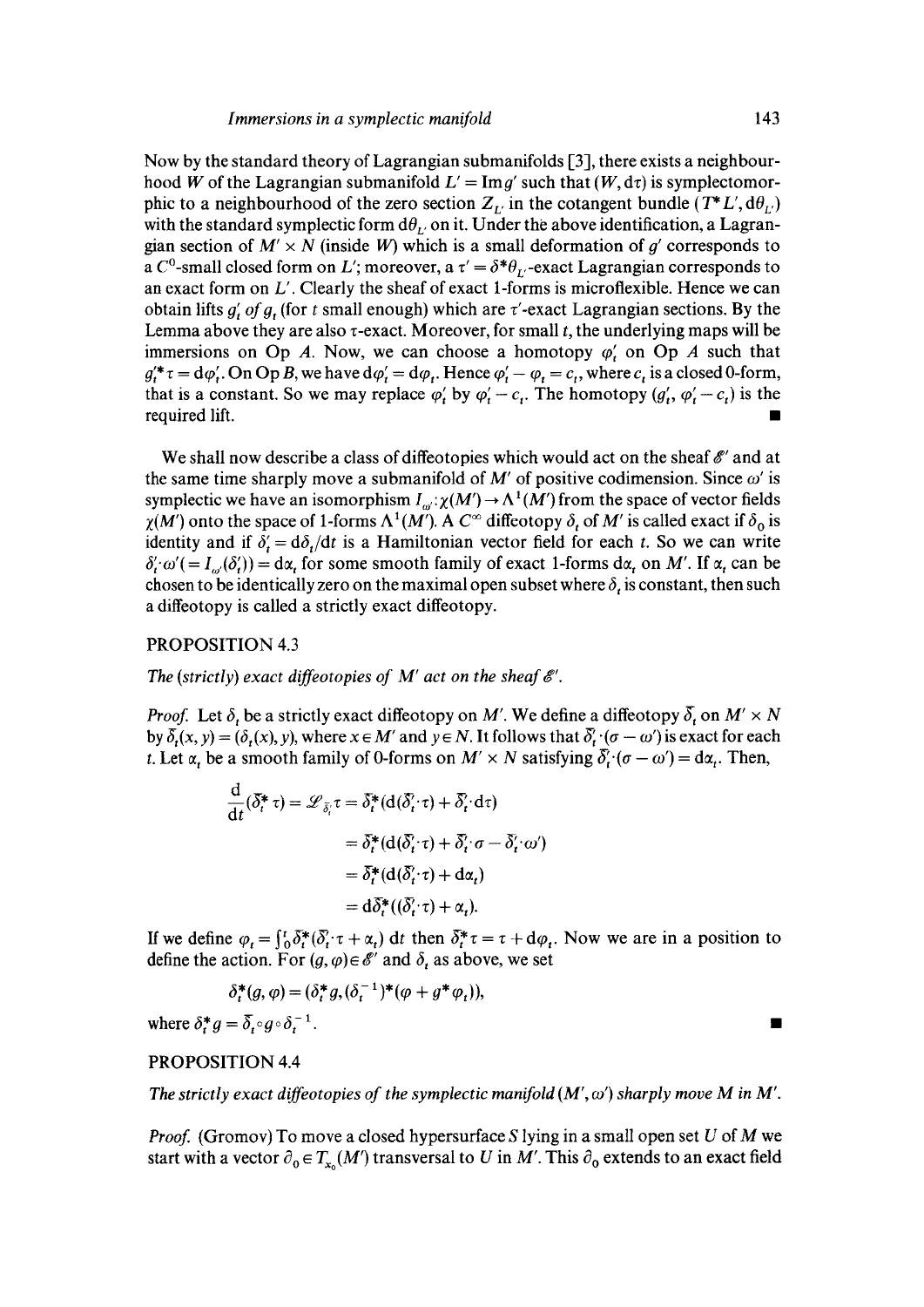Now by the standard theory of Lagrangian submanifolds [3], there exists a neighbourhood $W$ of the Lagrangian submanifold $L' = \operatorname{Im} g'$ such that $(W, \mathrm{d}\tau)$ is symplectomorphic to a neighbourhood of the zero section $Z_{L'}$ in the cotangent bundle $(T^*L', \mathrm{d}\theta_{L'})$ with the standard symplectic form $\mathrm{d}\theta_{L'}$ on it. Under the above identification, a Lagrangian section of $M' \times N$ (inside $W$) which is a small deformation of $g'$ corresponds to a $C^0$-small closed form on $L'$; moreover, a $\tau' = \delta^*\theta_{L'}$-exact Lagrangian corresponds to an exact form on $L'$. Clearly the sheaf of exact 1-forms is microflexible. Hence we can obtain lifts $g'_t$ of $g_t$ (for $t$ small enough) which are $\tau'$-exact Lagrangian sections. By the Lemma above they are also $\tau$-exact. Moreover, for small $t$, the underlying maps will be immersions on $\operatorname{Op} A$. Now, we can choose a homotopy $\varphi'_t$ on $\operatorname{Op} A$ such that $g'^*_t \tau = \mathrm{d}\varphi'_t$. On $\operatorname{Op} B$, we have $\mathrm{d}\varphi'_t = \mathrm{d}\varphi_t$. Hence $\varphi'_t - \varphi_t = c_t$, where $c_t$ is a closed 0-form, that is a constant. So we may replace $\varphi'_t$ by $\varphi'_t - c_t$. The homotopy $(g'_t, \varphi'_t - c_t)$ is the required lift. ■

We shall now describe a class of diffeotopies which would act on the sheaf $\mathscr{E}'$ and at the same time sharply move a submanifold of $M'$ of positive codimension. Since $\omega'$ is symplectic we have an isomorphism $I_{\omega'}: \chi(M') \to \Lambda^1(M')$ from the space of vector fields $\chi(M')$ onto the space of 1-forms $\Lambda^1(M')$. A $C^\infty$ diffeotopy $\delta_t$ of $M'$ is called exact if $\delta_0$ is identity and if $\delta'_t = \mathrm{d}\delta_t/\mathrm{d}t$ is a Hamiltonian vector field for each $t$. So we can write $\delta'_t \cdot \omega' (= I_{\omega'}(\delta'_t)) = \mathrm{d}\alpha_t$ for some smooth family of exact 1-forms $\mathrm{d}\alpha_t$ on $M'$. If $\alpha_t$ can be chosen to be identically zero on the maximal open subset where $\delta_t$ is constant, then such a diffeotopy is called a strictly exact diffeotopy.

PROPOSITION 4.3

*The (strictly) exact diffeotopies of $M'$ act on the sheaf $\mathscr{E}'$.*

*Proof.* Let $\delta_t$ be a strictly exact diffeotopy on $M'$. We define a diffeotopy $\bar{\delta}_t$ on $M' \times N$ by $\bar{\delta}_t(x, y) = (\delta_t(x), y)$, where $x \in M'$ and $y \in N$. It follows that $\bar{\delta}'_t \cdot (\sigma - \omega')$ is exact for each $t$. Let $\alpha_t$ be a smooth family of 0-forms on $M' \times N$ satisfying $\bar{\delta}'_t \cdot (\sigma - \omega') = \mathrm{d}\alpha_t$. Then,

$$
\begin{aligned}
\frac{\mathrm{d}}{\mathrm{d}t}(\bar{\delta}^*_t \tau) = \mathscr{L}_{\bar{\delta}'_t} \tau &= \bar{\delta}^*_t(\mathrm{d}(\bar{\delta}'_t \cdot \tau) + \bar{\delta}'_t \cdot \mathrm{d}\tau) \\
&= \bar{\delta}^*_t(\mathrm{d}(\bar{\delta}'_t \cdot \tau) + \bar{\delta}'_t \cdot \sigma - \bar{\delta}'_t \cdot \omega') \\
&= \bar{\delta}^*_t(\mathrm{d}(\bar{\delta}'_t \cdot \tau) + \mathrm{d}\alpha_t) \\
&= \mathrm{d}\bar{\delta}^*_t((\bar{\delta}'_t \cdot \tau) + \alpha_t).
\end{aligned}
$$

If we define $\varphi_t = \int_0^t \bar{\delta}^*_t(\bar{\delta}'_t \cdot \tau + \alpha_t)\,\mathrm{d}t$ then $\bar{\delta}^*_t \tau = \tau + \mathrm{d}\varphi_t$. Now we are in a position to define the action. For $(g, \varphi) \in \mathscr{E}'$ and $\delta_t$ as above, we set

$$
\delta^*_t(g, \varphi) = (\delta^*_t g, (\delta_t^{-1})^*(\varphi + g^*\varphi_t)),
$$

where $\delta^*_t g = \bar{\delta}_t \circ g \circ \delta_t^{-1}$. ■

PROPOSITION 4.4

*The strictly exact diffeotopies of the symplectic manifold $(M', \omega')$ sharply move $M$ in $M'$.*

*Proof.* (Gromov) To move a closed hypersurface $S$ lying in a small open set $U$ of $M$ we start with a vector $\partial_0 \in T_{x_0}(M')$ transversal to $U$ in $M'$. This $\partial_0$ extends to an exact field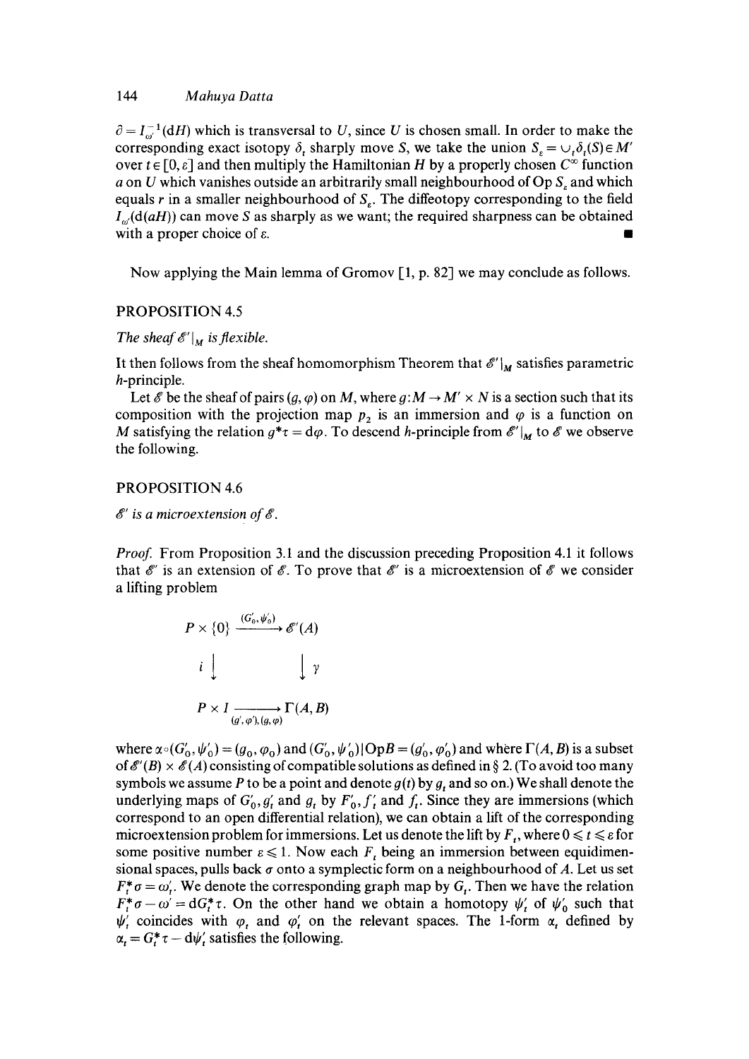$\partial = I_{\omega'}^{-1}(\mathrm{d}H)$ which is transversal to $U$, since $U$ is chosen small. In order to make the corresponding exact isotopy $\delta_t$ sharply move $S$, we take the union $S_\varepsilon = \cup_t \delta_t(S) \in M'$ over $t \in [0, \varepsilon]$ and then multiply the Hamiltonian $H$ by a properly chosen $C^\infty$ function $a$ on $U$ which vanishes outside an arbitrarily small neighbourhood of $\mathrm{Op}\, S_\varepsilon$ and which equals $r$ in a smaller neighbourhood of $S_\varepsilon$. The diffeotopy corresponding to the field $I_{\omega'}(\mathrm{d}(aH))$ can move $S$ as sharply as we want; the required sharpness can be obtained with a proper choice of $\varepsilon$. ∎

Now applying the Main lemma of Gromov [1, p. 82] we may conclude as follows.

### PROPOSITION 4.5

*The sheaf $\mathscr{E}'|_M$ is flexible.*

It then follows from the sheaf homomorphism Theorem that $\mathscr{E}'|_M$ satisfies parametric $h$-principle.

Let $\mathscr{E}$ be the sheaf of pairs $(g, \varphi)$ on $M$, where $g: M \to M' \times N$ is a section such that its composition with the projection map $p_2$ is an immersion and $\varphi$ is a function on $M$ satisfying the relation $g^*\tau = \mathrm{d}\varphi$. To descend $h$-principle from $\mathscr{E}'|_M$ to $\mathscr{E}$ we observe the following.

### PROPOSITION 4.6

*$\mathscr{E}'$ is a microextension of $\mathscr{E}$.*

*Proof.* From Proposition 3.1 and the discussion preceding Proposition 4.1 it follows that $\mathscr{E}'$ is an extension of $\mathscr{E}$. To prove that $\mathscr{E}'$ is a microextension of $\mathscr{E}$ we consider a lifting problem

$$
\begin{array}{ccc}
P \times \{0\} & \xrightarrow{(G_0', \psi_0')} & \mathscr{E}'(A) \\
{\scriptstyle i}\downarrow & & \downarrow{\scriptstyle \gamma} \\
P \times I & \xrightarrow[(g', \varphi'), (g, \varphi)]{} & \Gamma(A, B)
\end{array}
$$

where $\alpha \circ (G_0', \psi_0') = (g_0, \varphi_0)$ and $(G_0', \psi_0')|\mathrm{Op}B = (g_0', \varphi_0')$ and where $\Gamma(A, B)$ is a subset of $\mathscr{E}'(B) \times \mathscr{E}(A)$ consisting of compatible solutions as defined in § 2. (To avoid too many symbols we assume $P$ to be a point and denote $g(t)$ by $g_t$ and so on.) We shall denote the underlying maps of $G_0', g_t'$ and $g_t$ by $F_0', f_t'$ and $f_t$. Since they are immersions (which correspond to an open differential relation), we can obtain a lift of the corresponding microextension problem for immersions. Let us denote the lift by $F_t$, where $0 \leqslant t \leqslant \varepsilon$ for some positive number $\varepsilon \leqslant 1$. Now each $F_t$ being an immersion between equidimensional spaces, pulls back $\sigma$ onto a symplectic form on a neighbourhood of $A$. Let us set $F_t^*\sigma = \omega_t'$. We denote the corresponding graph map by $G_t$. Then we have the relation $F_t^*\sigma - \omega' = \mathrm{d}G_t^*\tau$. On the other hand we obtain a homotopy $\psi_t'$ of $\psi_0'$ such that $\psi_t'$ coincides with $\varphi_t$ and $\varphi_t'$ on the relevant spaces. The 1-form $\alpha_t$ defined by $\alpha_t = G_t^*\tau - \mathrm{d}\psi_t'$ satisfies the following.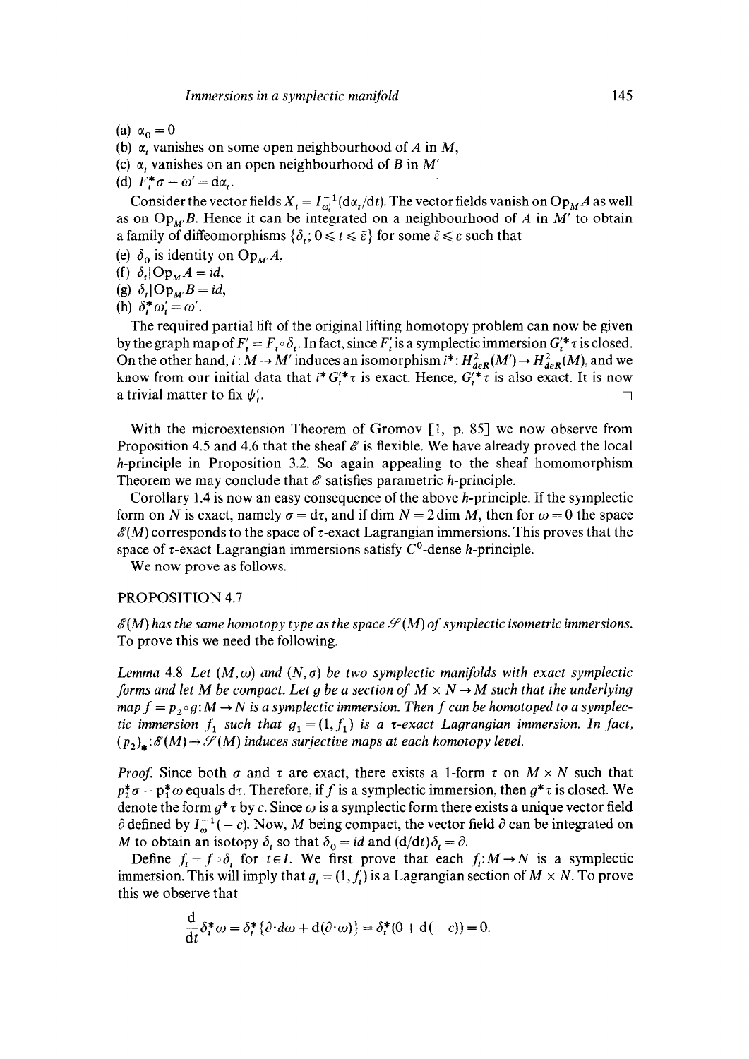(a) $\alpha_0 = 0$

(b) $\alpha_t$ vanishes on some open neighbourhood of $A$ in $M$,

(c) $\alpha_t$ vanishes on an open neighbourhood of $B$ in $M'$

(d) $F_t^* \sigma - \omega' = \mathrm{d}\alpha_t$.

Consider the vector fields $X_t = I_{\omega_t'}^{-1}(\mathrm{d}\alpha_t/\mathrm{d}t)$. The vector fields vanish on $\mathrm{Op}_M A$ as well as on $\mathrm{Op}_{M'} B$. Hence it can be integrated on a neighbourhood of $A$ in $M'$ to obtain a family of diffeomorphisms $\{\delta_t; 0 \leqslant t \leqslant \tilde{\varepsilon}\}$ for some $\tilde{\varepsilon} \leqslant \varepsilon$ such that

(e) $\delta_0$ is identity on $\mathrm{Op}_{M'} A$,

(f) $\delta_t | \mathrm{Op}_M A = id$,

(g) $\delta_t | \mathrm{Op}_{M'} B = id$,

(h) $\delta_t^* \omega_t' = \omega'$.

The required partial lift of the original lifting homotopy problem can now be given by the graph map of $F_t' = F_t \circ \delta_t$. In fact, since $F_t'$ is a symplectic immersion $G_t'^* \tau$ is closed. On the other hand, $i: M \to M'$ induces an isomorphism $i^*: H^2_{deR}(M') \to H^2_{deR}(M)$, and we know from our initial data that $i^* G_t'^* \tau$ is exact. Hence, $G_t'^* \tau$ is also exact. It is now a trivial matter to fix $\psi_t'$. □

With the microextension Theorem of Gromov [1, p. 85] we now observe from Proposition 4.5 and 4.6 that the sheaf $\mathscr{E}$ is flexible. We have already proved the local $h$-principle in Proposition 3.2. So again appealing to the sheaf homomorphism Theorem we may conclude that $\mathscr{E}$ satisfies parametric $h$-principle.

Corollary 1.4 is now an easy consequence of the above $h$-principle. If the symplectic form on $N$ is exact, namely $\sigma = \mathrm{d}\tau$, and if $\dim N = 2 \dim M$, then for $\omega = 0$ the space $\mathscr{E}(M)$ corresponds to the space of $\tau$-exact Lagrangian immersions. This proves that the space of $\tau$-exact Lagrangian immersions satisfy $C^0$-dense $h$-principle.

We now prove as follows.

PROPOSITION 4.7

*$\mathscr{E}(M)$ has the same homotopy type as the space $\mathscr{S}(M)$ of symplectic isometric immersions.* To prove this we need the following.

*Lemma* 4.8 *Let $(M, \omega)$ and $(N, \sigma)$ be two symplectic manifolds with exact symplectic forms and let $M$ be compact. Let $g$ be a section of $M \times N \to M$ such that the underlying map $f = p_2 \circ g: M \to N$ is a symplectic immersion. Then $f$ can be homotoped to a symplectic immersion $f_1$ such that $g_1 = (1, f_1)$ is a $\tau$-exact Lagrangian immersion. In fact, $(p_2)_*: \mathscr{E}(M) \to \mathscr{S}(M)$ induces surjective maps at each homotopy level.*

*Proof.* Since both $\sigma$ and $\tau$ are exact, there exists a 1-form $\tau$ on $M \times N$ such that $p_2^* \sigma - p_1^* \omega$ equals $\mathrm{d}\tau$. Therefore, if $f$ is a symplectic immersion, then $g^* \tau$ is closed. We denote the form $g^* \tau$ by $c$. Since $\omega$ is a symplectic form there exists a unique vector field $\partial$ defined by $I_\omega^{-1}(-c)$. Now, $M$ being compact, the vector field $\partial$ can be integrated on $M$ to obtain an isotopy $\delta_t$ so that $\delta_0 = id$ and $(\mathrm{d}/\mathrm{d}t)\delta_t = \partial$.

Define $f_t = f \circ \delta_t$ for $t \in I$. We first prove that each $f_t: M \to N$ is a symplectic immersion. This will imply that $g_t = (1, f_t)$ is a Lagrangian section of $M \times N$. To prove this we observe that

$$\frac{\mathrm{d}}{\mathrm{d}t} \delta_t^* \omega = \delta_t^* \{\partial \cdot d\omega + \mathrm{d}(\partial \cdot \omega)\} = \delta_t^*(0 + \mathrm{d}(-c)) = 0.$$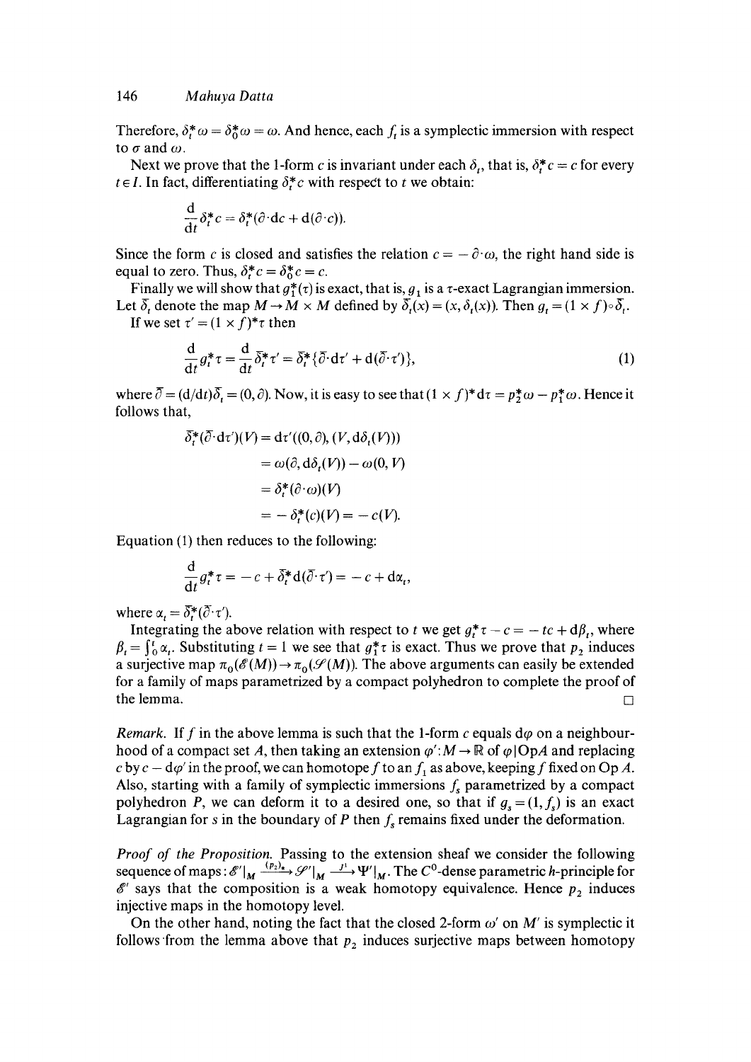Therefore, $\delta_t^* \omega = \delta_0^* \omega = \omega$. And hence, each $f_t$ is a symplectic immersion with respect to $\sigma$ and $\omega$.

Next we prove that the 1-form $c$ is invariant under each $\delta_t$, that is, $\delta_t^* c = c$ for every $t \in I$. In fact, differentiating $\delta_t^* c$ with respect to $t$ we obtain:

$$\frac{\mathrm{d}}{\mathrm{d}t}\delta_t^* c = \delta_t^*(\partial \cdot \mathrm{d}c + \mathrm{d}(\partial \cdot c)).$$

Since the form $c$ is closed and satisfies the relation $c = -\partial \cdot \omega$, the right hand side is equal to zero. Thus, $\delta_t^* c = \delta_0^* c = c$.

Finally we will show that $g_1^*(\tau)$ is exact, that is, $g_1$ is a $\tau$-exact Lagrangian immersion. Let $\bar{\delta}_t$ denote the map $M \to M \times M$ defined by $\bar{\delta}_t(x) = (x, \delta_t(x))$. Then $g_t = (1 \times f) \circ \bar{\delta}_t$.

If we set $\tau' = (1 \times f)^* \tau$ then

$$\frac{\mathrm{d}}{\mathrm{d}t} g_t^* \tau = \frac{\mathrm{d}}{\mathrm{d}t} \bar{\delta}_t^* \tau' = \bar{\delta}_t^* \{\bar{\partial} \cdot \mathrm{d}\tau' + \mathrm{d}(\bar{\partial} \cdot \tau')\}, \tag{1}$$

where $\bar{\partial} = (\mathrm{d}/\mathrm{d}t)\bar{\delta}_t = (0, \partial)$. Now, it is easy to see that $(1 \times f)^* \mathrm{d}\tau = p_2^* \omega - p_1^* \omega$. Hence it follows that,

$$\begin{aligned}
\bar{\delta}_t^*(\bar{\partial} \cdot \mathrm{d}\tau')(V) &= \mathrm{d}\tau'((0, \partial), (V, \mathrm{d}\delta_t(V))) \\
&= \omega(\partial, \mathrm{d}\delta_t(V)) - \omega(0, V) \\
&= \delta_t^*(\partial \cdot \omega)(V) \\
&= -\delta_t^*(c)(V) = -c(V).
\end{aligned}$$

Equation (1) then reduces to the following:

$$\frac{\mathrm{d}}{\mathrm{d}t} g_t^* \tau = -c + \bar{\delta}_t^* \mathrm{d}(\bar{\partial} \cdot \tau') = -c + \mathrm{d}\alpha_t,$$

where $\alpha_t = \bar{\delta}_t^*(\bar{\partial} \cdot \tau')$.

Integrating the above relation with respect to $t$ we get $g_t^* \tau - c = -tc + \mathrm{d}\beta_t$, where $\beta_t = \int_0^t \alpha_t$. Substituting $t = 1$ we see that $g_1^* \tau$ is exact. Thus we prove that $p_2$ induces a surjective map $\pi_0(\mathscr{E}(M)) \to \pi_0(\mathscr{S}(M))$. The above arguments can easily be extended for a family of maps parametrized by a compact polyhedron to complete the proof of the lemma. $\square$

*Remark.* If $f$ in the above lemma is such that the 1-form $c$ equals $\mathrm{d}\varphi$ on a neighbourhood of a compact set $A$, then taking an extension $\varphi' : M \to \mathbb{R}$ of $\varphi | \mathrm{Op} A$ and replacing $c$ by $c - \mathrm{d}\varphi'$ in the proof, we can homotope $f$ to an $f_1$ as above, keeping $f$ fixed on $\mathrm{Op}\, A$. Also, starting with a family of symplectic immersions $f_s$ parametrized by a compact polyhedron $P$, we can deform it to a desired one, so that if $g_s = (1, f_s)$ is an exact Lagrangian for $s$ in the boundary of $P$ then $f_s$ remains fixed under the deformation.

*Proof of the Proposition.* Passing to the extension sheaf we consider the following sequence of maps: $\mathscr{E}'|_M \xrightarrow{(p_2)_*} \mathscr{S}'|_M \xrightarrow{j^1} \Psi'|_M$. The $C^0$-dense parametric $h$-principle for $\mathscr{E}'$ says that the composition is a weak homotopy equivalence. Hence $p_2$ induces injective maps in the homotopy level.

On the other hand, noting the fact that the closed 2-form $\omega'$ on $M'$ is symplectic it follows from the lemma above that $p_2$ induces surjective maps between homotopy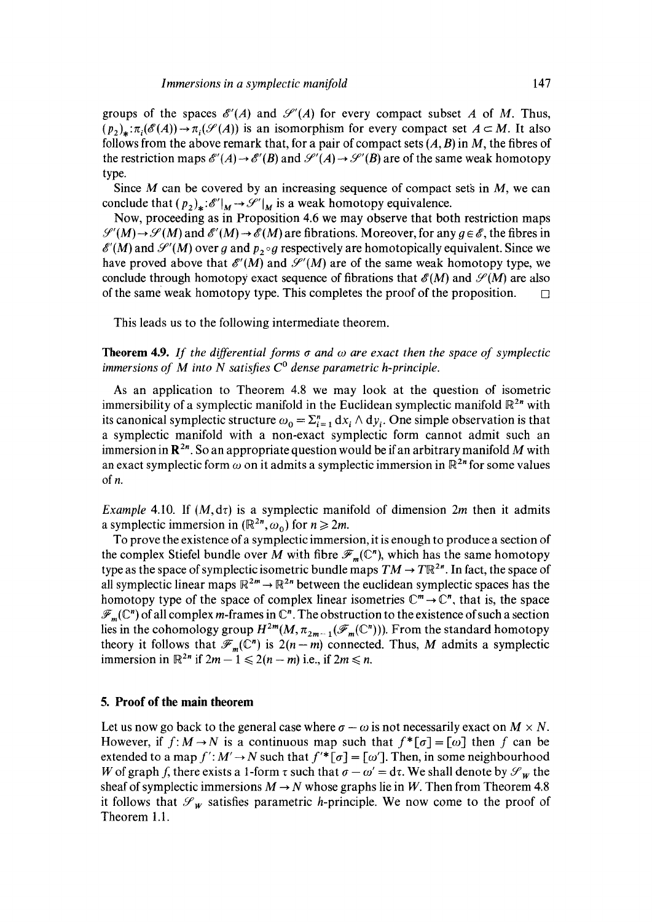groups of the spaces $\mathscr{E}'(A)$ and $\mathscr{S}'(A)$ for every compact subset $A$ of $M$. Thus, $(p_2)_*: \pi_i(\mathscr{E}(A)) \to \pi_i(\mathscr{S}(A))$ is an isomorphism for every compact set $A \subset M$. It also follows from the above remark that, for a pair of compact sets $(A, B)$ in $M$, the fibres of the restriction maps $\mathscr{E}'(A) \to \mathscr{E}'(B)$ and $\mathscr{S}'(A) \to \mathscr{S}'(B)$ are of the same weak homotopy type.

Since $M$ can be covered by an increasing sequence of compact sets in $M$, we can conclude that $(p_2)_*: \mathscr{E}'|_M \to \mathscr{S}'|_M$ is a weak homotopy equivalence.

Now, proceeding as in Proposition 4.6 we may observe that both restriction maps $\mathscr{S}'(M) \to \mathscr{S}(M)$ and $\mathscr{E}'(M) \to \mathscr{E}(M)$ are fibrations. Moreover, for any $g \in \mathscr{E}$, the fibres in $\mathscr{E}'(M)$ and $\mathscr{S}'(M)$ over $g$ and $p_2 \circ g$ respectively are homotopically equivalent. Since we have proved above that $\mathscr{E}'(M)$ and $\mathscr{S}'(M)$ are of the same weak homotopy type, we conclude through homotopy exact sequence of fibrations that $\mathscr{E}(M)$ and $\mathscr{S}(M)$ are also of the same weak homotopy type. This completes the proof of the proposition. $\square$

This leads us to the following intermediate theorem.

**Theorem 4.9.** *If the differential forms $\sigma$ and $\omega$ are exact then the space of symplectic immersions of $M$ into $N$ satisfies $C^0$ dense parametric h-principle.*

As an application to Theorem 4.8 we may look at the question of isometric immersibility of a symplectic manifold in the Euclidean symplectic manifold $\mathbb{R}^{2n}$ with its canonical symplectic structure $\omega_0 = \Sigma_{i=1}^n dx_i \wedge dy_i$. One simple observation is that a symplectic manifold with a non-exact symplectic form cannot admit such an immersion in $\mathbf{R}^{2n}$. So an appropriate question would be if an arbitrary manifold $M$ with an exact symplectic form $\omega$ on it admits a symplectic immersion in $\mathbb{R}^{2n}$ for some values of $n$.

*Example* 4.10. If $(M, d\tau)$ is a symplectic manifold of dimension $2m$ then it admits a symplectic immersion in $(\mathbb{R}^{2n}, \omega_0)$ for $n \geqslant 2m$.

To prove the existence of a symplectic immersion, it is enough to produce a section of the complex Stiefel bundle over $M$ with fibre $\mathscr{F}_m(\mathbb{C}^n)$, which has the same homotopy type as the space of symplectic isometric bundle maps $TM \to T\mathbb{R}^{2n}$. In fact, the space of all symplectic linear maps $\mathbb{R}^{2m} \to \mathbb{R}^{2n}$ between the euclidean symplectic spaces has the homotopy type of the space of complex linear isometries $\mathbb{C}^m \to \mathbb{C}^n$, that is, the space $\mathscr{F}_m(\mathbb{C}^n)$ of all complex $m$-frames in $\mathbb{C}^n$. The obstruction to the existence of such a section lies in the cohomology group $H^{2m}(M, \pi_{2m-1}(\mathscr{F}_m(\mathbb{C}^n)))$. From the standard homotopy theory it follows that $\mathscr{F}_m(\mathbb{C}^n)$ is $2(n-m)$ connected. Thus, $M$ admits a symplectic immersion in $\mathbb{R}^{2n}$ if $2m - 1 \leqslant 2(n-m)$ i.e., if $2m \leqslant n$.

## 5. Proof of the main theorem

Let us now go back to the general case where $\sigma - \omega$ is not necessarily exact on $M \times N$. However, if $f: M \to N$ is a continuous map such that $f^*[\sigma] = [\omega]$ then $f$ can be extended to a map $f': M' \to N$ such that $f'^*[\sigma] = [\omega']$. Then, in some neighbourhood $W$ of graph $f$, there exists a 1-form $\tau$ such that $\sigma - \omega' = d\tau$. We shall denote by $\mathscr{S}_W$ the sheaf of symplectic immersions $M \to N$ whose graphs lie in $W$. Then from Theorem 4.8 it follows that $\mathscr{S}_W$ satisfies parametric $h$-principle. We now come to the proof of Theorem 1.1.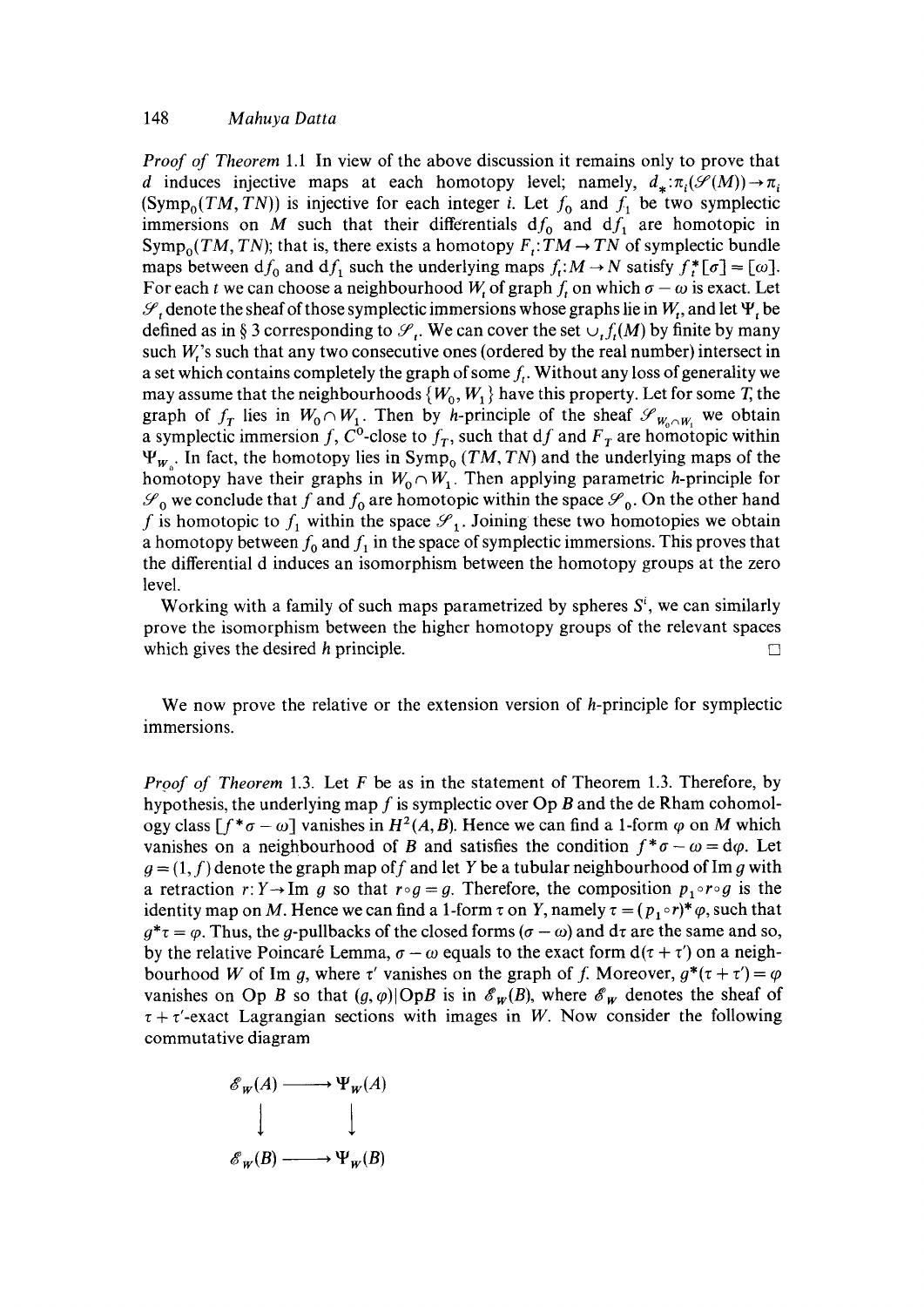*Proof of Theorem* 1.1 In view of the above discussion it remains only to prove that $d$ induces injective maps at each homotopy level; namely, $d_*:\pi_i(\mathscr{S}(M))\to\pi_i$ $(\mathrm{Symp}_0(TM,TN))$ is injective for each integer $i$. Let $f_0$ and $f_1$ be two symplectic immersions on $M$ such that their differentials $\mathrm{d}f_0$ and $\mathrm{d}f_1$ are homotopic in $\mathrm{Symp}_0(TM,TN)$; that is, there exists a homotopy $F_t:TM\to TN$ of symplectic bundle maps between $\mathrm{d}f_0$ and $\mathrm{d}f_1$ such the underlying maps $f_t:M\to N$ satisfy $f_t^*[\sigma]=[\omega]$. For each $t$ we can choose a neighbourhood $W_t$ of graph $f_t$ on which $\sigma-\omega$ is exact. Let $\mathscr{S}_t$ denote the sheaf of those symplectic immersions whose graphs lie in $W_t$, and let $\Psi_t$ be defined as in § 3 corresponding to $\mathscr{S}_t$. We can cover the set $\cup_t f_t(M)$ by finite by many such $W_t$'s such that any two consecutive ones (ordered by the real number) intersect in a set which contains completely the graph of some $f_t$. Without any loss of generality we may assume that the neighbourhoods $\{W_0, W_1\}$ have this property. Let for some $T$, the graph of $f_T$ lies in $W_0\cap W_1$. Then by $h$-principle of the sheaf $\mathscr{S}_{W_0\cap W_1}$ we obtain a symplectic immersion $f$, $C^0$-close to $f_T$, such that $\mathrm{d}f$ and $F_T$ are homotopic within $\Psi_{W_0}$. In fact, the homotopy lies in $\mathrm{Symp}_0\,(TM,TN)$ and the underlying maps of the homotopy have their graphs in $W_0\cap W_1$. Then applying parametric $h$-principle for $\mathscr{S}_0$ we conclude that $f$ and $f_0$ are homotopic within the space $\mathscr{S}_0$. On the other hand $f$ is homotopic to $f_1$ within the space $\mathscr{S}_1$. Joining these two homotopies we obtain a homotopy between $f_0$ and $f_1$ in the space of symplectic immersions. This proves that the differential d induces an isomorphism between the homotopy groups at the zero level.

Working with a family of such maps parametrized by spheres $S^i$, we can similarly prove the isomorphism between the higher homotopy groups of the relevant spaces which gives the desired $h$ principle. □

We now prove the relative or the extension version of $h$-principle for symplectic immersions.

*Proof of Theorem* 1.3. Let $F$ be as in the statement of Theorem 1.3. Therefore, by hypothesis, the underlying map $f$ is symplectic over Op $B$ and the de Rham cohomology class $[f^*\sigma-\omega]$ vanishes in $H^2(A,B)$. Hence we can find a 1-form $\varphi$ on $M$ which vanishes on a neighbourhood of $B$ and satisfies the condition $f^*\sigma-\omega=\mathrm{d}\varphi$. Let $g=(1,f)$ denote the graph map of $f$ and let $Y$ be a tubular neighbourhood of Im $g$ with a retraction $r:Y\to\mathrm{Im}\ g$ so that $r\circ g=g$. Therefore, the composition $p_1\circ r\circ g$ is the identity map on $M$. Hence we can find a 1-form $\tau$ on $Y$, namely $\tau=(p_1\circ r)^*\varphi$, such that $g^*\tau=\varphi$. Thus, the $g$-pullbacks of the closed forms $(\sigma-\omega)$ and $\mathrm{d}\tau$ are the same and so, by the relative Poincaré Lemma, $\sigma-\omega$ equals to the exact form $\mathrm{d}(\tau+\tau')$ on a neighbourhood $W$ of Im $g$, where $\tau'$ vanishes on the graph of $f$. Moreover, $g^*(\tau+\tau')=\varphi$ vanishes on Op $B$ so that $(g,\varphi)|\mathrm{Op}B$ is in $\mathscr{E}_W(B)$, where $\mathscr{E}_W$ denotes the sheaf of $\tau+\tau'$-exact Lagrangian sections with images in $W$. Now consider the following commutative diagram

$$\begin{array}{ccc}
\mathscr{E}_W(A) & \longrightarrow & \Psi_W(A) \\
\big\downarrow & & \big\downarrow \\
\mathscr{E}_W(B) & \longrightarrow & \Psi_W(B)
\end{array}$$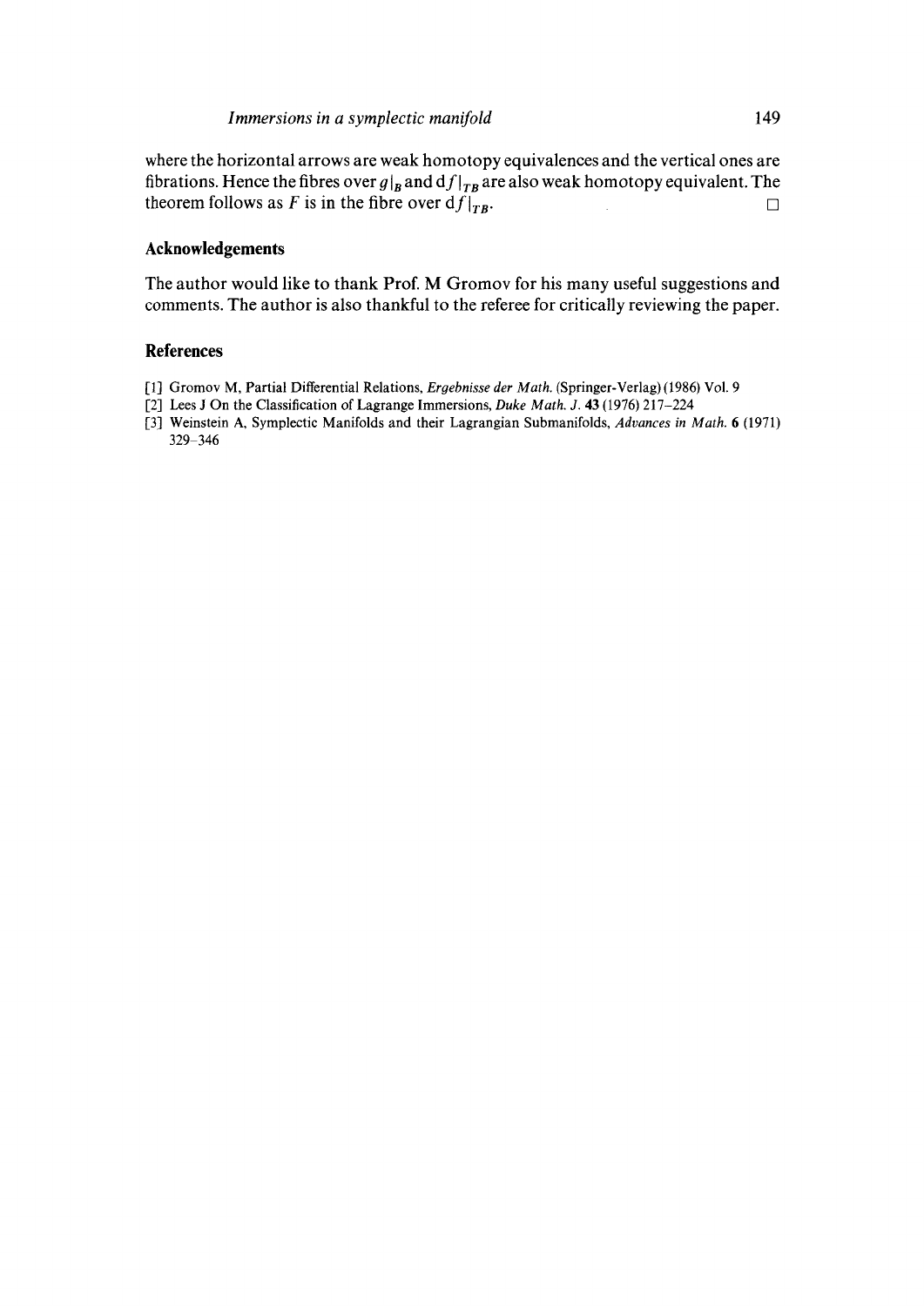where the horizontal arrows are weak homotopy equivalences and the vertical ones are fibrations. Hence the fibres over $g|_B$ and $\mathrm{d}f|_{TB}$ are also weak homotopy equivalent. The theorem follows as $F$ is in the fibre over $\mathrm{d}f|_{TB}$. $\square$

## Acknowledgements

The author would like to thank Prof. M Gromov for his many useful suggestions and comments. The author is also thankful to the referee for critically reviewing the paper.

## References

[1] Gromov M, Partial Differential Relations, *Ergebnisse der Math.* (Springer-Verlag) (1986) Vol. 9

[2] Lees J On the Classification of Lagrange Immersions, *Duke Math. J.* **43** (1976) 217–224

[3] Weinstein A, Symplectic Manifolds and their Lagrangian Submanifolds, *Advances in Math.* **6** (1971) 329–346